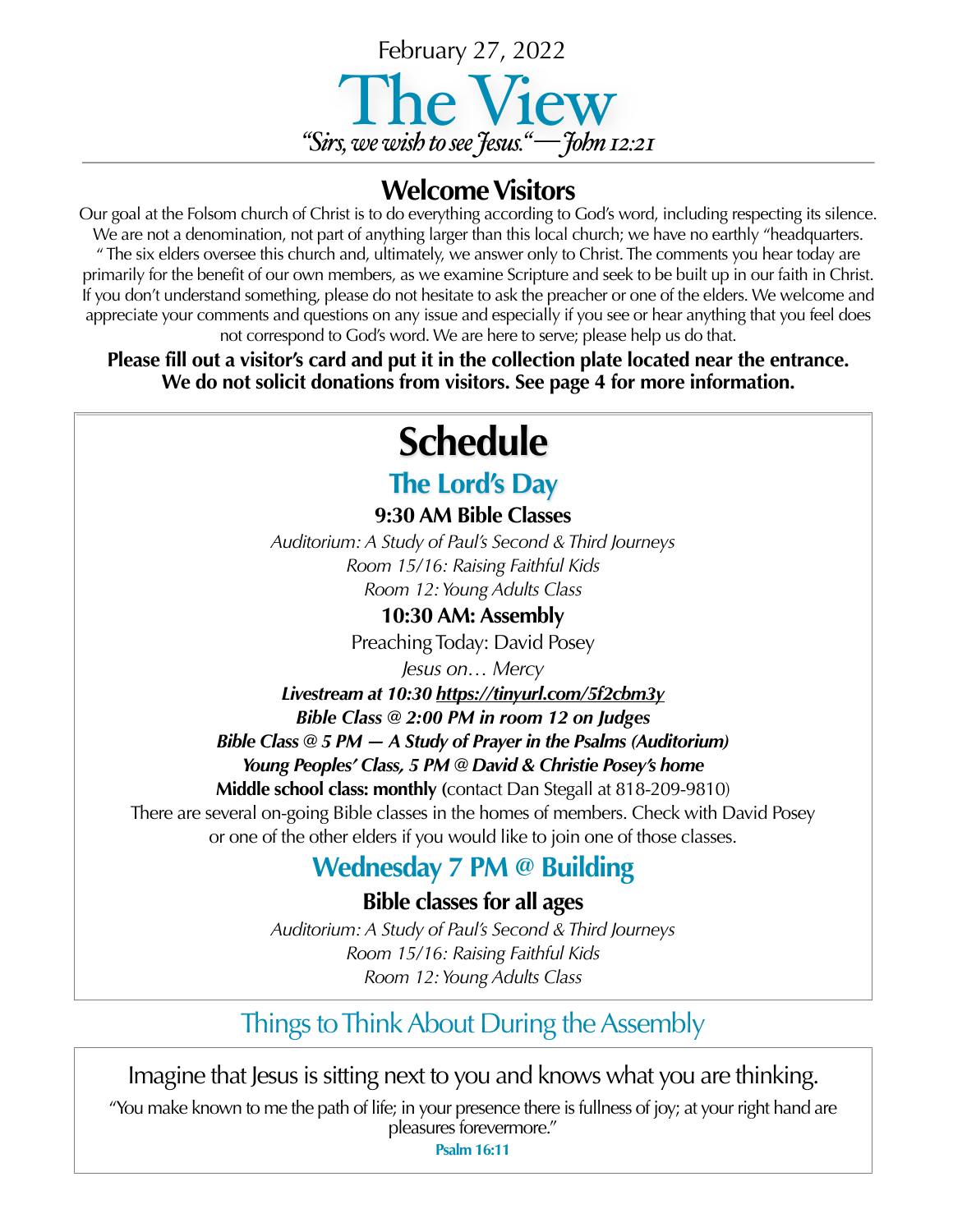February 27, 2022

# The View

*"Sirs, we wish to see Jesus."—John 12:21*

## Welcome Visitors

Our goal at the Folsom church of Christ is to do everything according to God's word, including respecting its silence. We are not a denomination, not part of anything larger than this local church; we have no earthly "headquarters." The six elders oversee this church and, ultimately, we answer only to Christ. The comments you hear today are primarily for the benefit of our own members, as we examine Scripture and seek to be built up in our faith in Christ. If you don't understand something, please do not hesitate to ask the preacher or one of the elders. We welcome and appreciate your comments and questions on any issue and especially if you see or hear anything that you feel does not correspond to God's word. We are here to serve; please help us do that.

**Please fill out a visitor's card and put it in the collection plate located near the entrance. We do not solicit donations from visitors. See page 4 for more information.**

# Schedule

## The Lord's Day

**9:30 AM Bible Classes**

*Auditorium: A Study of Paul's Second & Third Journeys*
*Room 15/16: Raising Faithful Kids*
*Room 12: Young Adults Class*

**10:30 AM: Assembly**

Preaching Today: David Posey

*Jesus on… Mercy*

***Livestream at 10:30 https://tinyurl.com/5f2cbm3y***

***Bible Class @ 2:00 PM in room 12 on Judges***

***Bible Class @ 5 PM — A Study of Prayer in the Psalms (Auditorium)***

***Young Peoples' Class, 5 PM @ David & Christie Posey's home***

**Middle school class: monthly (**contact Dan Stegall at 818-209-9810)

There are several on-going Bible classes in the homes of members. Check with David Posey or one of the other elders if you would like to join one of those classes.

## Wednesday 7 PM @ Building

**Bible classes for all ages**

*Auditorium: A Study of Paul's Second & Third Journeys*
*Room 15/16: Raising Faithful Kids*
*Room 12: Young Adults Class*

## Things to Think About During the Assembly

Imagine that Jesus is sitting next to you and knows what you are thinking.

"You make known to me the path of life; in your presence there is fullness of joy; at your right hand are pleasures forevermore."

**Psalm 16:11**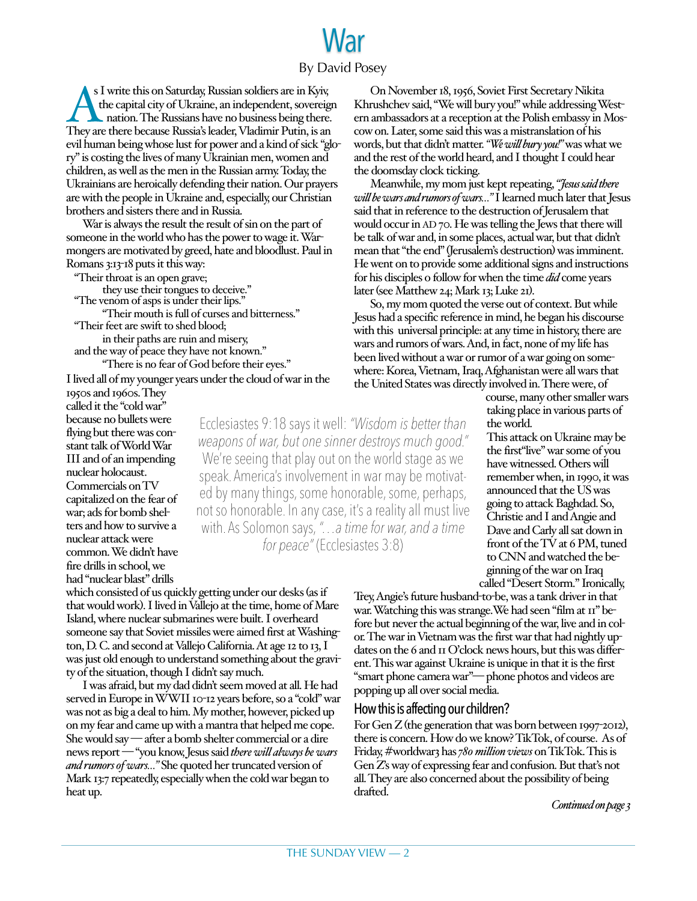# War

By David Posey

As I write this on Saturday, Russian soldiers are in Kyiv, the capital city of Ukraine, an independent, sovereign nation. The Russians have no business being there. They are there because Russia's leader, Vladimir Putin, is an evil human being whose lust for power and a kind of sick "glory" is costing the lives of many Ukrainian men, women and children, as well as the men in the Russian army. Today, the Ukrainians are heroically defending their nation. Our prayers are with the people in Ukraine and, especially, our Christian brothers and sisters there and in Russia.

War is always the result the result of sin on the part of someone in the world who has the power to wage it. Warmongers are motivated by greed, hate and bloodlust. Paul in Romans 3:13-18 puts it this way:

> "Their throat is an open grave;
> they use their tongues to deceive."
> "The venom of asps is under their lips."
> "Their mouth is full of curses and bitterness."
> "Their feet are swift to shed blood;
> in their paths are ruin and misery,
> and the way of peace they have not known."
> "There is no fear of God before their eyes."

I lived all of my younger years under the cloud of war in the 1950s and 1960s. They called it the "cold war" because no bullets were flying but there was constant talk of World War III and of an impending nuclear holocaust. Commercials on TV capitalized on the fear of war; ads for bomb shelters and how to survive a nuclear attack were common. We didn't have fire drills in school, we had "nuclear blast" drills which consisted of us quickly getting under our desks (as if that would work). I lived in Vallejo at the time, home of Mare Island, where nuclear submarines were built. I overheard someone say that Soviet missiles were aimed first at Washington, D. C. and second at Vallejo California. At age 12 to 13, I was just old enough to understand something about the gravity of the situation, though I didn't say much.

I was afraid, but my dad didn't seem moved at all. He had served in Europe in WWII 10-12 years before, so a "cold" war was not as big a deal to him. My mother, however, picked up on my fear and came up with a mantra that helped me cope. She would say — after a bomb shelter commercial or a dire news report — "you know, Jesus said *there will always be wars and rumors of wars...*" She quoted her truncated version of Mark 13:7 repeatedly, especially when the cold war began to heat up.

On November 18, 1956, Soviet First Secretary Nikita Khrushchev said, "We will bury you!" while addressing Western ambassadors at a reception at the Polish embassy in Moscow on. Later, some said this was a mistranslation of his words, but that didn't matter. *"We will bury you!"* was what we and the rest of the world heard, and I thought I could hear the doomsday clock ticking.

Meanwhile, my mom just kept repeating, *"Jesus said there will be wars and rumors of wars..."* I learned much later that Jesus said that in reference to the destruction of Jerusalem that would occur in AD 70. He was telling the Jews that there will be talk of war and, in some places, actual war, but that didn't mean that "the end" (Jerusalem's destruction) was imminent. He went on to provide some additional signs and instructions for his disciples o follow for when the time *did* come years later (see Matthew 24; Mark 13; Luke 21).

So, my mom quoted the verse out of context. But while Jesus had a specific reference in mind, he began his discourse with this universal principle: at any time in history, there are wars and rumors of wars. And, in fact, none of my life has been lived without a war or rumor of a war going on somewhere: Korea, Vietnam, Iraq, Afghanistan were all wars that the United States was directly involved in. There were, of course, many other smaller wars taking place in various parts of the world.

> Ecclesiastes 9:18 says it well: *"Wisdom is better than weapons of war, but one sinner destroys much good."* We're seeing that play out on the world stage as we speak. America's involvement in war may be motivated by many things, some honorable, some, perhaps, not so honorable. In any case, it's a reality all must live with. As Solomon says, *"...a time for war, and a time for peace"* (Ecclesiastes 3:8)

This attack on Ukraine may be the first"live" war some of you have witnessed. Others will remember when, in 1990, it was announced that the US was going to attack Baghdad. So, Christie and I and Angie and Dave and Carly all sat down in front of the TV at 6 PM, tuned to CNN and watched the beginning of the war on Iraq called "Desert Storm." Ironically, Trey, Angie's future husband-to-be, was a tank driver in that war. Watching this was strange. We had seen "film at 11" before but never the actual beginning of the war, live and in color. The war in Vietnam was the first war that had nightly updates on the 6 and 11 O'clock news hours, but this was different. This war against Ukraine is unique in that it is the first "smart phone camera war"— phone photos and videos are popping up all over social media.

## How this is affecting our children?

For Gen Z (the generation that was born between 1997-2012), there is concern. How do we know? TikTok, of course. As of Friday, #worldwar3 has *780 million views* on TikTok. This is Gen Z's way of expressing fear and confusion. But that's not all. They are also concerned about the possibility of being drafted.

*Continued on page 3*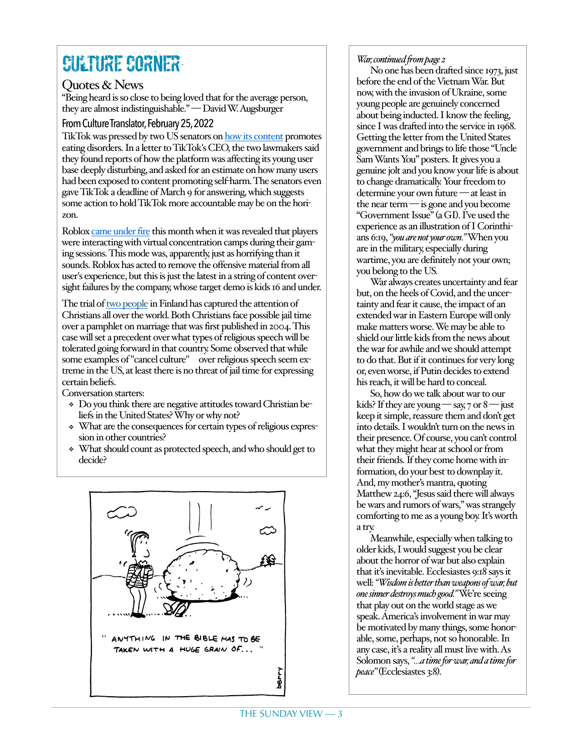# CULTURE CORNER

## Quotes & News

"Being heard is so close to being loved that for the average person, they are almost indistinguishable." — David W. Augsburger

### From Culture Translator, February 25, 2022

TikTok was pressed by two US senators on how its content promotes eating disorders. In a letter to TikTok's CEO, the two lawmakers said they found reports of how the platform was affecting its young user base deeply disturbing, and asked for an estimate on how many users had been exposed to content promoting self-harm. The senators even gave TikTok a deadline of March 9 for answering, which suggests some action to hold TikTok more accountable may be on the horizon.

Roblox came under fire this month when it was revealed that players were interacting with virtual concentration camps during their gaming sessions. This mode was, apparently, just as horrifying than it sounds. Roblox has acted to remove the offensive material from all user's experience, but this is just the latest in a string of content oversight failures by the company, whose target demo is kids 16 and under.

The trial of two people in Finland has captured the attention of Christians all over the world. Both Christians face possible jail time over a pamphlet on marriage that was first published in 2004. This case will set a precedent over what types of religious speech will be tolerated going forward in that country. Some observed that while some examples of "cancel culture" over religious speech seem extreme in the US, at least there is no threat of jail time for expressing certain beliefs.

Conversation starters:

- Do you think there are negative attitudes toward Christian beliefs in the United States? Why or why not?
- What are the consequences for certain types of religious expression in other countries?
- What should count as protected speech, and who should get to decide?

"ANYTHING IN THE BIBLE HAS TO BE TAKEN WITH A HUGE GRAIN OF... "

berry

*War, continued from page 2*

No one has been drafted since 1973, just before the end of the Vietnam War. But now, with the invasion of Ukraine, some young people are genuinely concerned about being inducted. I know the feeling, since I was drafted into the service in 1968. Getting the letter from the United States government and brings to life those "Uncle Sam Wants You" posters. It gives you a genuine jolt and you know your life is about to change dramatically. Your freedom to determine your own future — at least in the near term — is gone and you become "Government Issue" (a GI). I've used the experience as an illustration of I Corinthians 6:19, *"you are not your own."* When you are in the military, especially during wartime, you are definitely not your own; you belong to the US.

War always creates uncertainty and fear but, on the heels of Covid, and the uncertainty and fear it cause, the impact of an extended war in Eastern Europe will only make matters worse. We may be able to shield our little kids from the news about the war for awhile and we should attempt to do that. But if it continues for very long or, even worse, if Putin decides to extend his reach, it will be hard to conceal.

So, how do we talk about war to our kids? If they are young — say, 7 or 8 — just keep it simple, reassure them and don't get into details. I wouldn't turn on the news in their presence. Of course, you can't control what they might hear at school or from their friends. If they come home with information, do your best to downplay it. And, my mother's mantra, quoting Matthew 24:6, "Jesus said there will always be wars and rumors of wars," was strangely comforting to me as a young boy. It's worth a try.

Meanwhile, especially when talking to older kids, I would suggest you be clear about the horror of war but also explain that it's inevitable. Ecclesiastes 9:18 says it well: *"Wisdom is better than weapons of war, but one sinner destroys much good."* We're seeing that play out on the world stage as we speak. America's involvement in war may be motivated by many things, some honorable, some, perhaps, not so honorable. In any case, it's a reality all must live with. As Solomon says, *"...a time for war, and a time for peace"* (Ecclesiastes 3:8).